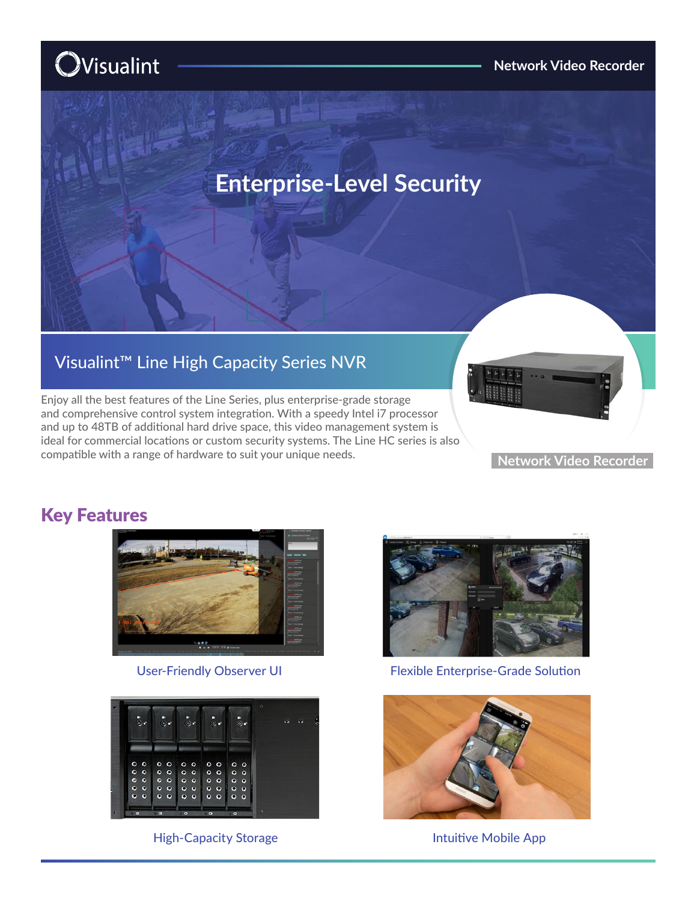Visualint

Network Video Recorder

# Enterprise-Level Security

## Visualint™ Line High Capacity Series NVR

Enjoy all the best features of the Line Series, plus enterprise-grade storage and comprehensive control system integration. With a speedy Intel i7 processor and up to 48TB of additional hard drive space, this video management system is ideal for commercial locations or custom security systems. The Line HC series is also compatible with a range of hardware to suit your unique needs.

Network Video Recorder

## Key Features

User-Friendly Observer UI

Flexible Enterprise-Grade Solution

High-Capacity Storage

Intuitive Mobile App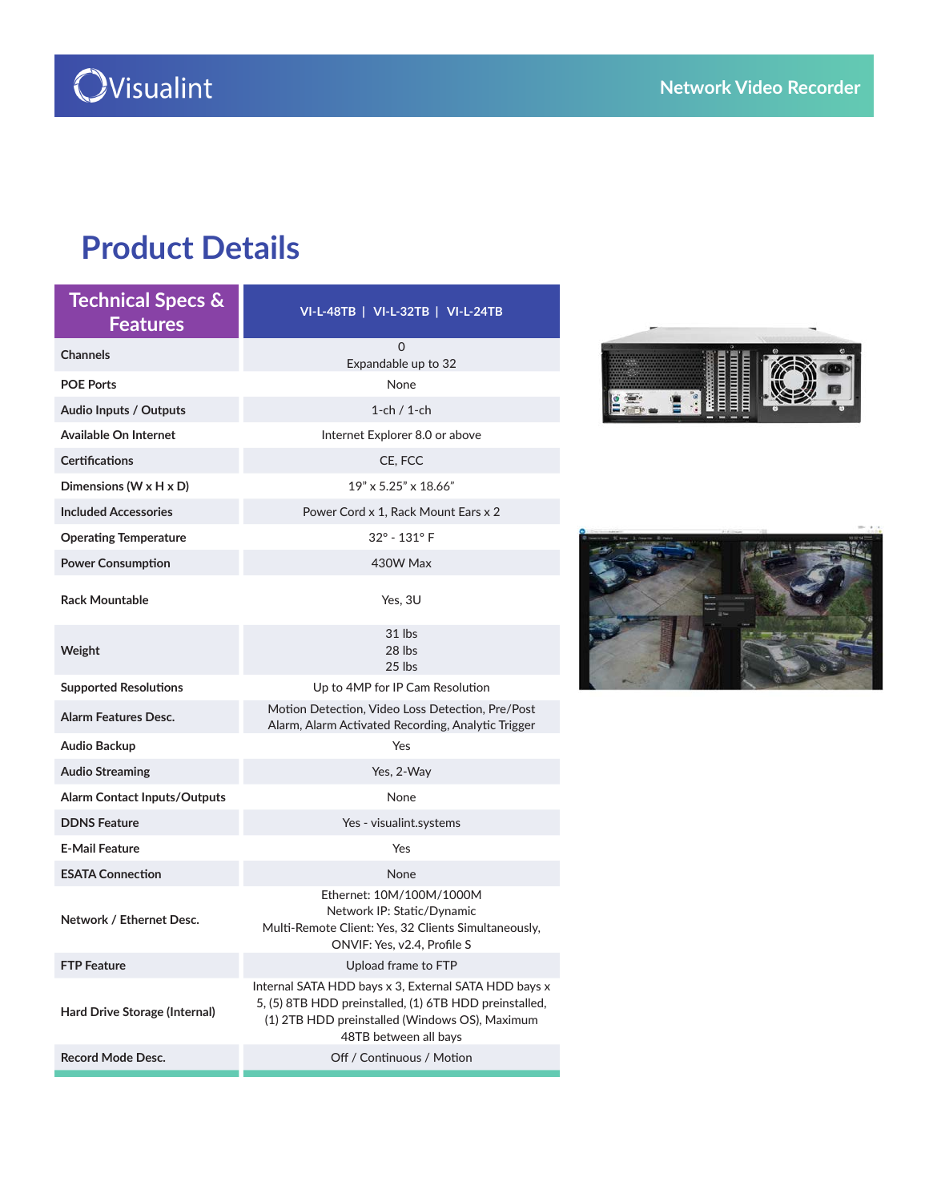# Product Details

| Technical Specs & Features | VI-L-48TB \| VI-L-32TB \| VI-L-24TB |
|---|---|
| Channels | 0<br>Expandable up to 32 |
| POE Ports | None |
| Audio Inputs / Outputs | 1-ch / 1-ch |
| Available On Internet | Internet Explorer 8.0 or above |
| Certifications | CE, FCC |
| Dimensions (W x H x D) | 19" x 5.25" x 18.66" |
| Included Accessories | Power Cord x 1, Rack Mount Ears x 2 |
| Operating Temperature | 32° - 131° F |
| Power Consumption | 430W Max |
| Rack Mountable | Yes, 3U |
| Weight | 31 lbs<br>28 lbs<br>25 lbs |
| Supported Resolutions | Up to 4MP for IP Cam Resolution |
| Alarm Features Desc. | Motion Detection, Video Loss Detection, Pre/Post Alarm, Alarm Activated Recording, Analytic Trigger |
| Audio Backup | Yes |
| Audio Streaming | Yes, 2-Way |
| Alarm Contact Inputs/Outputs | None |
| DDNS Feature | Yes - visualint.systems |
| E-Mail Feature | Yes |
| ESATA Connection | None |
| Network / Ethernet Desc. | Ethernet: 10M/100M/1000M<br>Network IP: Static/Dynamic<br>Multi-Remote Client: Yes, 32 Clients Simultaneously,<br>ONVIF: Yes, v2.4, Profile S |
| FTP Feature | Upload frame to FTP |
| Hard Drive Storage (Internal) | Internal SATA HDD bays x 3, External SATA HDD bays x 5, (5) 8TB HDD preinstalled, (1) 6TB HDD preinstalled, (1) 2TB HDD preinstalled (Windows OS), Maximum 48TB between all bays |
| Record Mode Desc. | Off / Continuous / Motion |